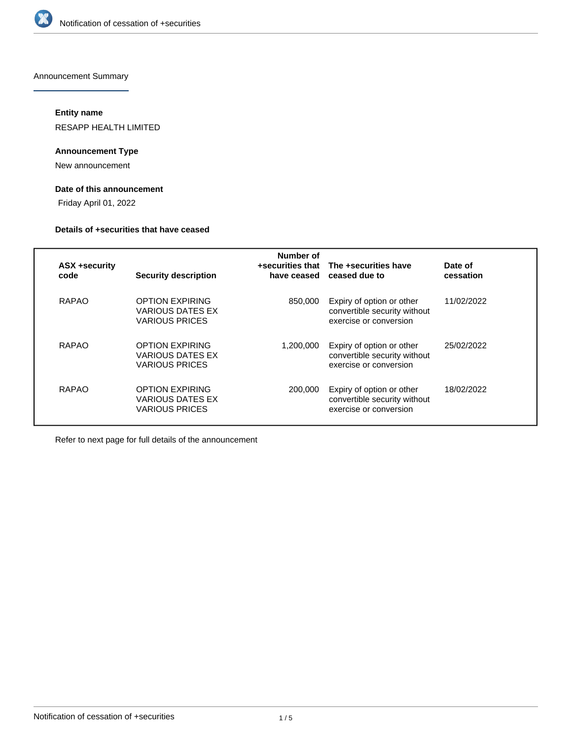Notification of cessation of +securities

## Announcement Summary

### Entity name

RESAPP HEALTH LIMITED

### Announcement Type

New announcement

### Date of this announcement

Friday April 01, 2022

### Details of +securities that have ceased

| ASX +security code | Security description | Number of +securities that have ceased | The +securities have ceased due to | Date of cessation |
|---|---|---|---|---|
| RAPAO | OPTION EXPIRING VARIOUS DATES EX VARIOUS PRICES | 850,000 | Expiry of option or other convertible security without exercise or conversion | 11/02/2022 |
| RAPAO | OPTION EXPIRING VARIOUS DATES EX VARIOUS PRICES | 1,200,000 | Expiry of option or other convertible security without exercise or conversion | 25/02/2022 |
| RAPAO | OPTION EXPIRING VARIOUS DATES EX VARIOUS PRICES | 200,000 | Expiry of option or other convertible security without exercise or conversion | 18/02/2022 |

Refer to next page for full details of the announcement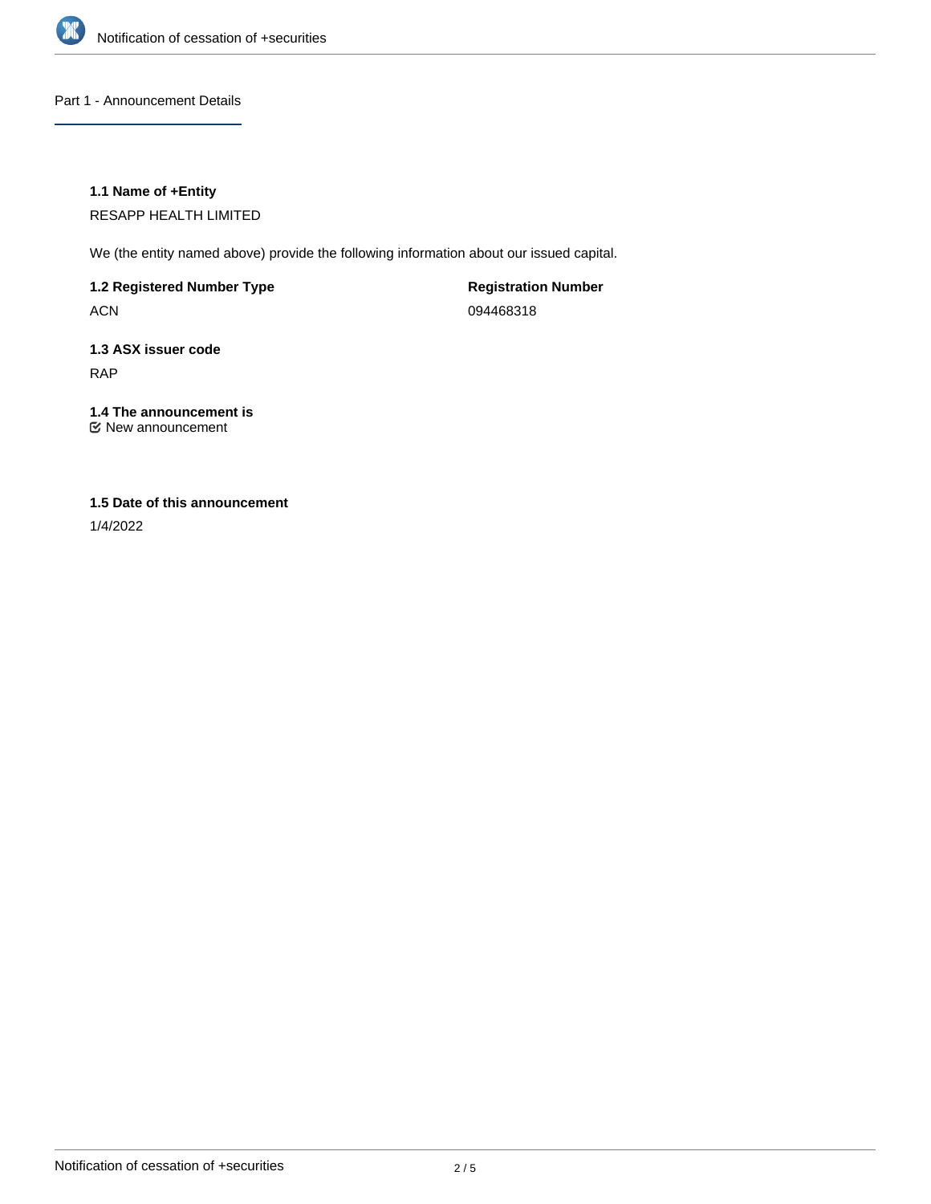## Part 1 - Announcement Details

**1.1 Name of +Entity**

RESAPP HEALTH LIMITED

We (the entity named above) provide the following information about our issued capital.

**1.2 Registered Number Type**

ACN

**Registration Number**

094468318

**1.3 ASX issuer code**

RAP

**1.4 The announcement is**

☑ New announcement

**1.5 Date of this announcement**

1/4/2022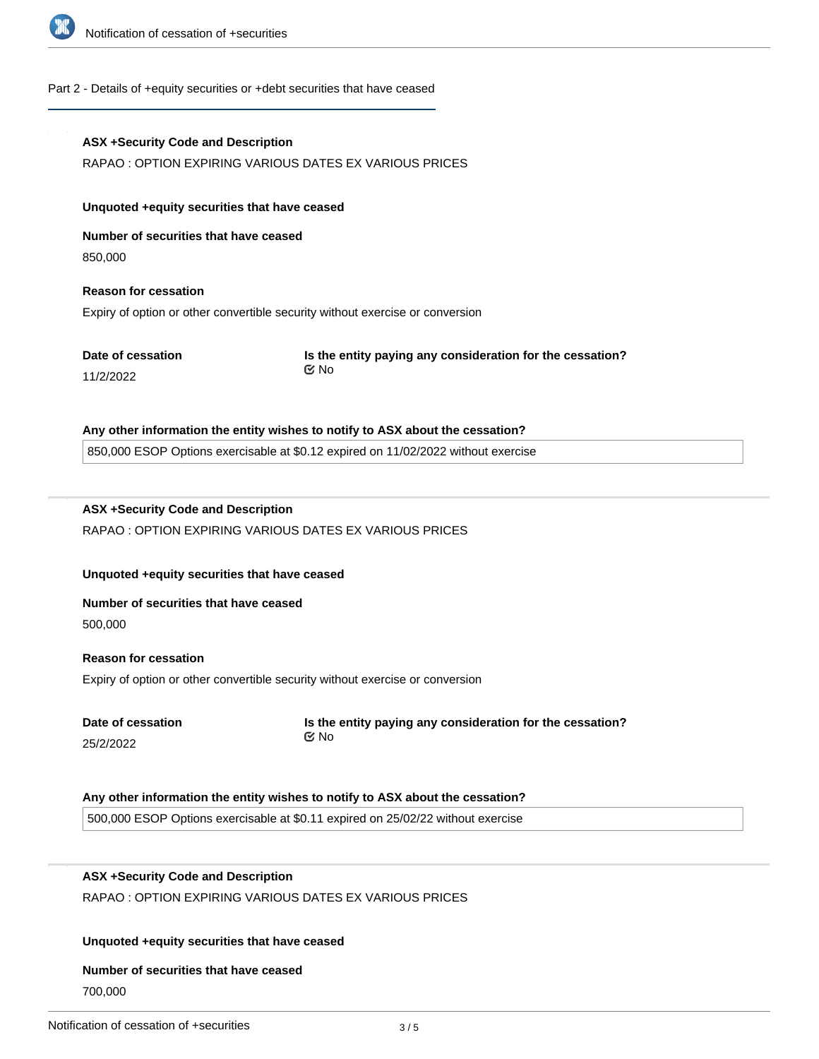## Part 2 - Details of +equity securities or +debt securities that have ceased

**ASX +Security Code and Description**

RAPAO : OPTION EXPIRING VARIOUS DATES EX VARIOUS PRICES

**Unquoted +equity securities that have ceased**

**Number of securities that have ceased**

850,000

**Reason for cessation**

Expiry of option or other convertible security without exercise or conversion

**Date of cessation**

11/2/2022

**Is the entity paying any consideration for the cessation?**

No

**Any other information the entity wishes to notify to ASX about the cessation?**

850,000 ESOP Options exercisable at $0.12 expired on 11/02/2022 without exercise

---

**ASX +Security Code and Description**

RAPAO : OPTION EXPIRING VARIOUS DATES EX VARIOUS PRICES

**Unquoted +equity securities that have ceased**

**Number of securities that have ceased**

500,000

**Reason for cessation**

Expiry of option or other convertible security without exercise or conversion

**Date of cessation**

25/2/2022

**Is the entity paying any consideration for the cessation?**

No

**Any other information the entity wishes to notify to ASX about the cessation?**

500,000 ESOP Options exercisable at $0.11 expired on 25/02/22 without exercise

---

**ASX +Security Code and Description**

RAPAO : OPTION EXPIRING VARIOUS DATES EX VARIOUS PRICES

**Unquoted +equity securities that have ceased**

**Number of securities that have ceased**

700,000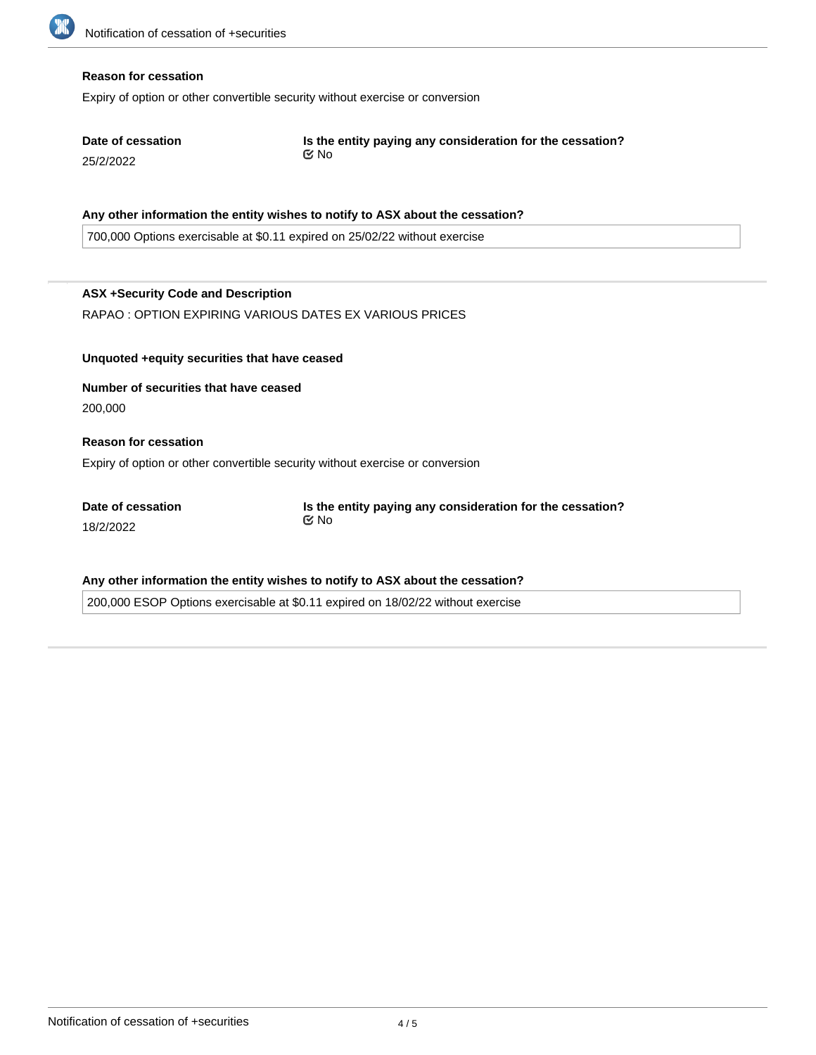**Reason for cessation**

Expiry of option or other convertible security without exercise or conversion

**Date of cessation**

25/2/2022

**Is the entity paying any consideration for the cessation?**

No

**Any other information the entity wishes to notify to ASX about the cessation?**

700,000 Options exercisable at $0.11 expired on 25/02/22 without exercise

---

**ASX +Security Code and Description**

RAPAO : OPTION EXPIRING VARIOUS DATES EX VARIOUS PRICES

**Unquoted +equity securities that have ceased**

**Number of securities that have ceased**

200,000

**Reason for cessation**

Expiry of option or other convertible security without exercise or conversion

**Date of cessation**

18/2/2022

**Is the entity paying any consideration for the cessation?**

No

**Any other information the entity wishes to notify to ASX about the cessation?**

200,000 ESOP Options exercisable at $0.11 expired on 18/02/22 without exercise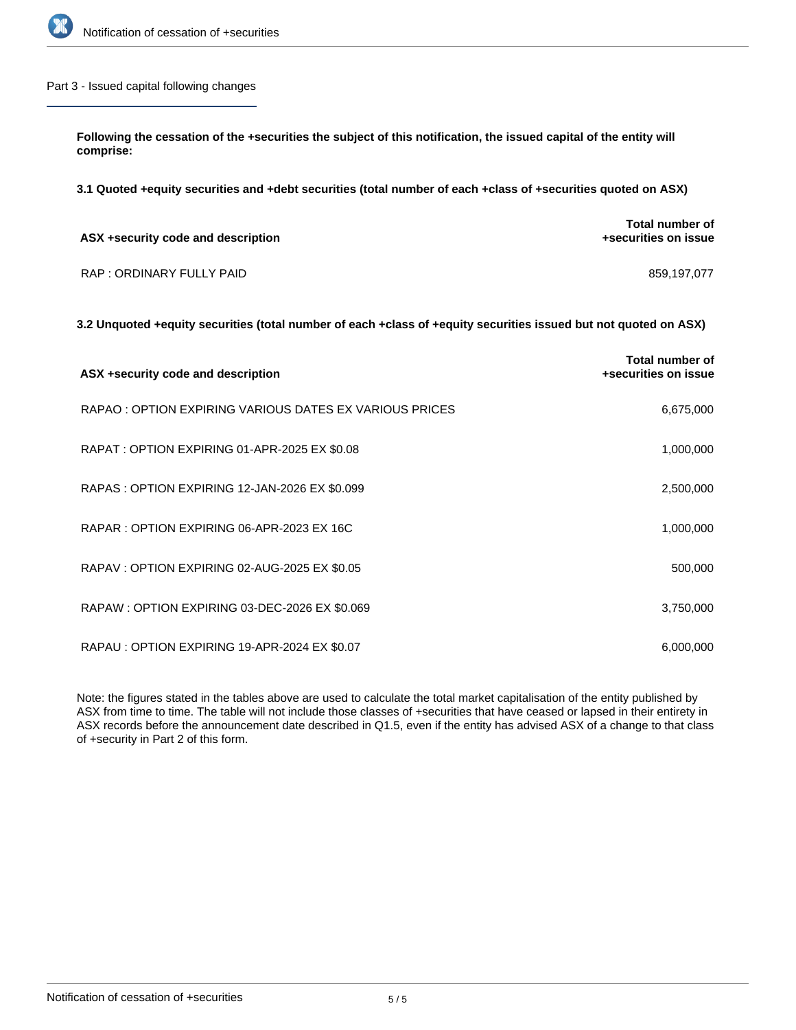## Part 3 - Issued capital following changes

**Following the cessation of the +securities the subject of this notification, the issued capital of the entity will comprise:**

**3.1 Quoted +equity securities and +debt securities (total number of each +class of +securities quoted on ASX)**

| ASX +security code and description | Total number of +securities on issue |
|---|---|
| RAP : ORDINARY FULLY PAID | 859,197,077 |

**3.2 Unquoted +equity securities (total number of each +class of +equity securities issued but not quoted on ASX)**

| ASX +security code and description | Total number of +securities on issue |
|---|---|
| RAPAO : OPTION EXPIRING VARIOUS DATES EX VARIOUS PRICES | 6,675,000 |
| RAPAT : OPTION EXPIRING 01-APR-2025 EX $0.08 | 1,000,000 |
| RAPAS : OPTION EXPIRING 12-JAN-2026 EX $0.099 | 2,500,000 |
| RAPAR : OPTION EXPIRING 06-APR-2023 EX 16C | 1,000,000 |
| RAPAV : OPTION EXPIRING 02-AUG-2025 EX $0.05 | 500,000 |
| RAPAW : OPTION EXPIRING 03-DEC-2026 EX $0.069 | 3,750,000 |
| RAPAU : OPTION EXPIRING 19-APR-2024 EX $0.07 | 6,000,000 |

Note: the figures stated in the tables above are used to calculate the total market capitalisation of the entity published by ASX from time to time. The table will not include those classes of +securities that have ceased or lapsed in their entirety in ASX records before the announcement date described in Q1.5, even if the entity has advised ASX of a change to that class of +security in Part 2 of this form.